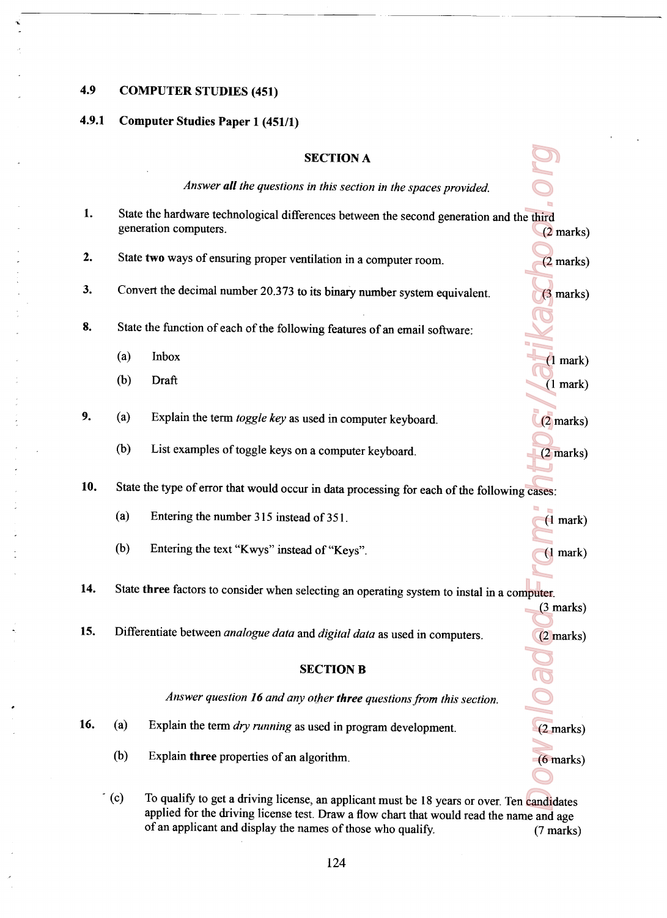## 4.9 COMPUTER STUDIES (451)

### 4.9.1 Computer Studies Paper 1 (451/1)

#### SECTION A

*Answer **all** the questions in this section in the spaces provided.*

1. State the hardware technological differences between the second generation and the third generation computers. (2 marks)

2. State **two** ways of ensuring proper ventilation in a computer room. (2 marks)

3. Convert the decimal number 20.373 to its binary number system equivalent. (3 marks)

8. State the function of each of the following features of an email software:

   (a) Inbox (1 mark)

   (b) Draft (1 mark)

9. (a) Explain the term *toggle key* as used in computer keyboard. (2 marks)

   (b) List examples of toggle keys on a computer keyboard. (2 marks)

10. State the type of error that would occur in data processing for each of the following cases:

    (a) Entering the number 315 instead of 351. (1 mark)

    (b) Entering the text "Kwys" instead of "Keys". (1 mark)

14. State **three** factors to consider when selecting an operating system to instal in a computer. (3 marks)

15. Differentiate between *analogue data* and *digital data* as used in computers. (2 marks)

#### SECTION B

*Answer question **16** and any other **three** questions from this section.*

16. (a) Explain the term *dry running* as used in program development. (2 marks)

    (b) Explain **three** properties of an algorithm. (6 marks)

    (c) To qualify to get a driving license, an applicant must be 18 years or over. Ten candidates applied for the driving license test. Draw a flow chart that would read the name and age of an applicant and display the names of those who qualify. (7 marks)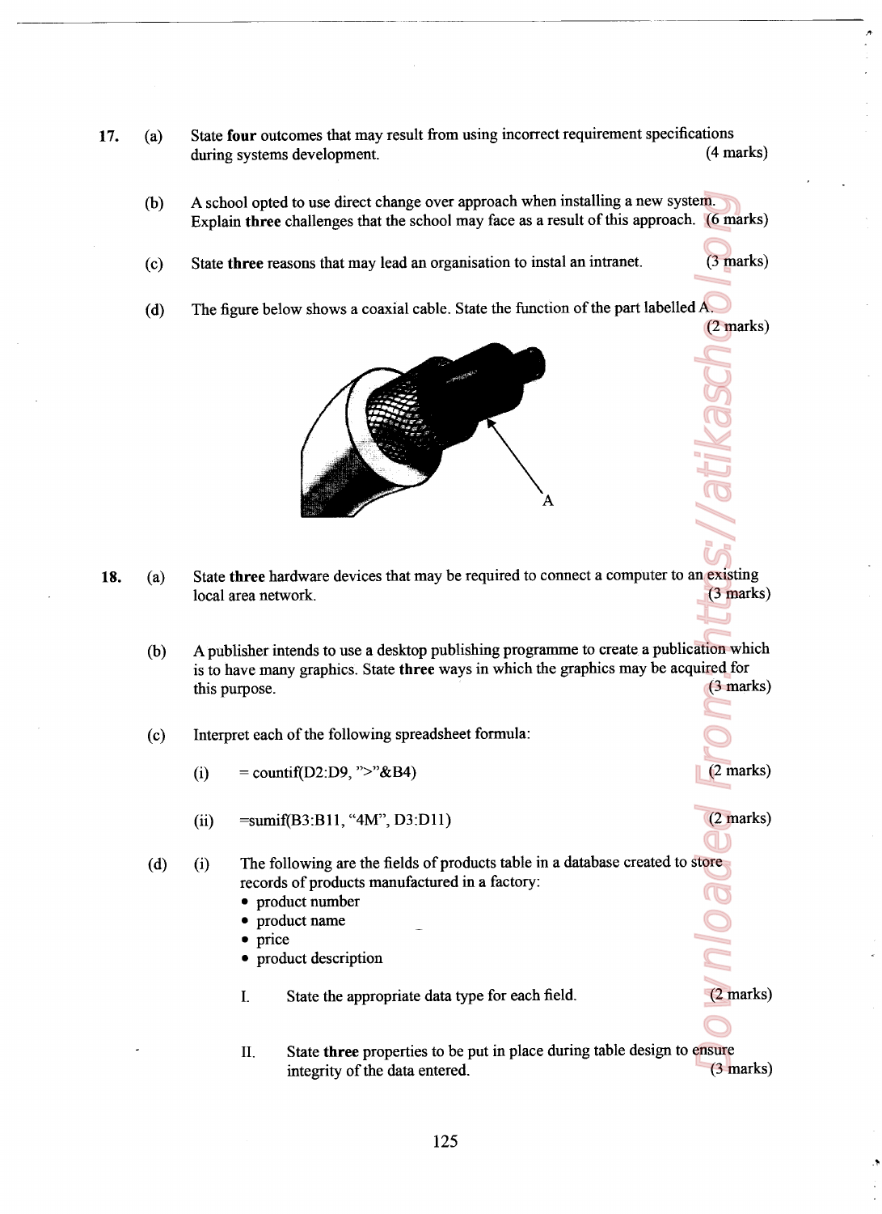17. (a) State **four** outcomes that may result from using incorrect requirement specifications during systems development. (4 marks)

(b) A school opted to use direct change over approach when installing a new system. Explain **three** challenges that the school may face as a result of this approach. (6 marks)

(c) State **three** reasons that may lead an organisation to instal an intranet. (3 marks)

(d) The figure below shows a coaxial cable. State the function of the part labelled A. (2 marks)

18. (a) State **three** hardware devices that may be required to connect a computer to an existing local area network. (3 marks)

(b) A publisher intends to use a desktop publishing programme to create a publication which is to have many graphics. State **three** ways in which the graphics may be acquired for this purpose. (3 marks)

(c) Interpret each of the following spreadsheet formula:

(i) = countif(D2:D9, ">"&B4) (2 marks)

(ii) =sumif(B3:B11, "4M", D3:D11) (2 marks)

(d) (i) The following are the fields of products table in a database created to store records of products manufactured in a factory:

- product number
- product name
- price
- product description

I. State the appropriate data type for each field. (2 marks)

II. State **three** properties to be put in place during table design to ensure integrity of the data entered. (3 marks)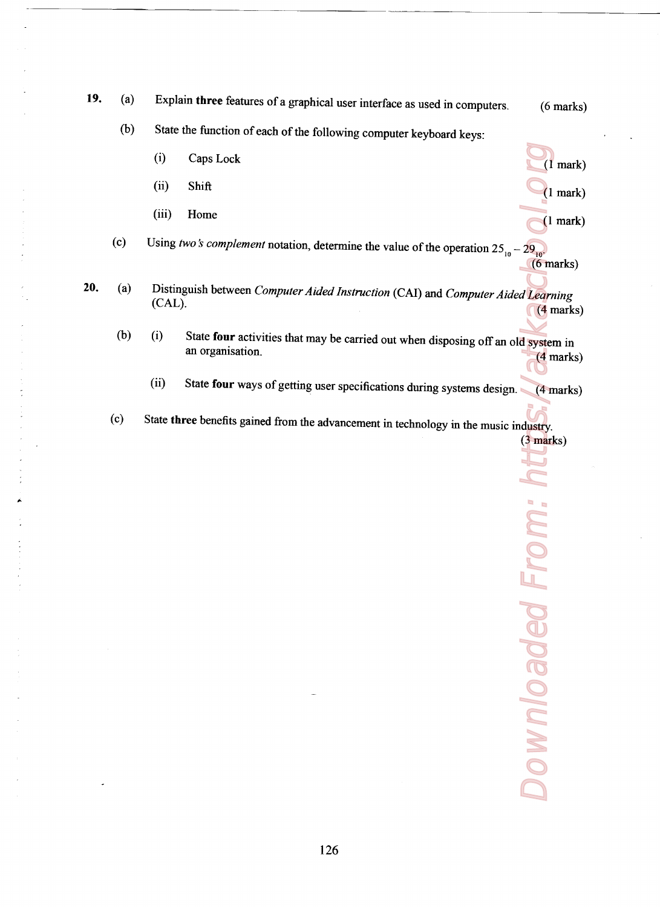19. (a) Explain **three** features of a graphical user interface as used in computers. (6 marks)

(b) State the function of each of the following computer keyboard keys:

(i) Caps Lock (1 mark)

(ii) Shift (1 mark)

(iii) Home (1 mark)

(c) Using *two's complement* notation, determine the value of the operation $25_{10} - 29_{10}$. (6 marks)

20. (a) Distinguish between *Computer Aided Instruction* (CAI) and *Computer Aided Learning* (CAL). (4 marks)

(b) (i) State **four** activities that may be carried out when disposing off an old system in an organisation. (4 marks)

(ii) State **four** ways of getting user specifications during systems design. (4 marks)

(c) State **three** benefits gained from the advancement in technology in the music industry. (3 marks)